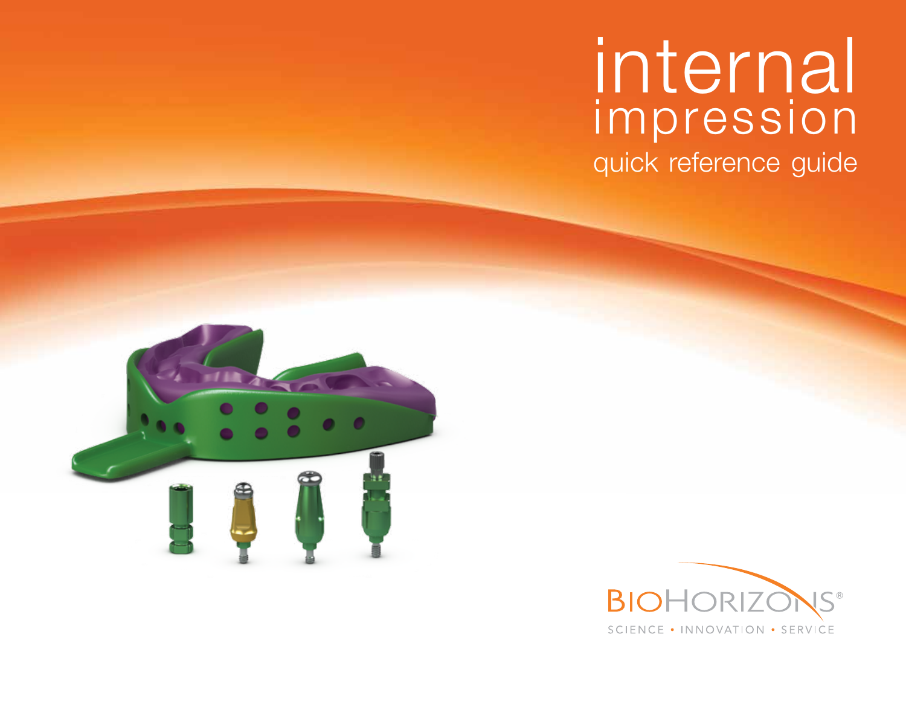# internal impression

## quick reference guide

BIOHORIZONS®

SCIENCE • INNOVATION • SERVICE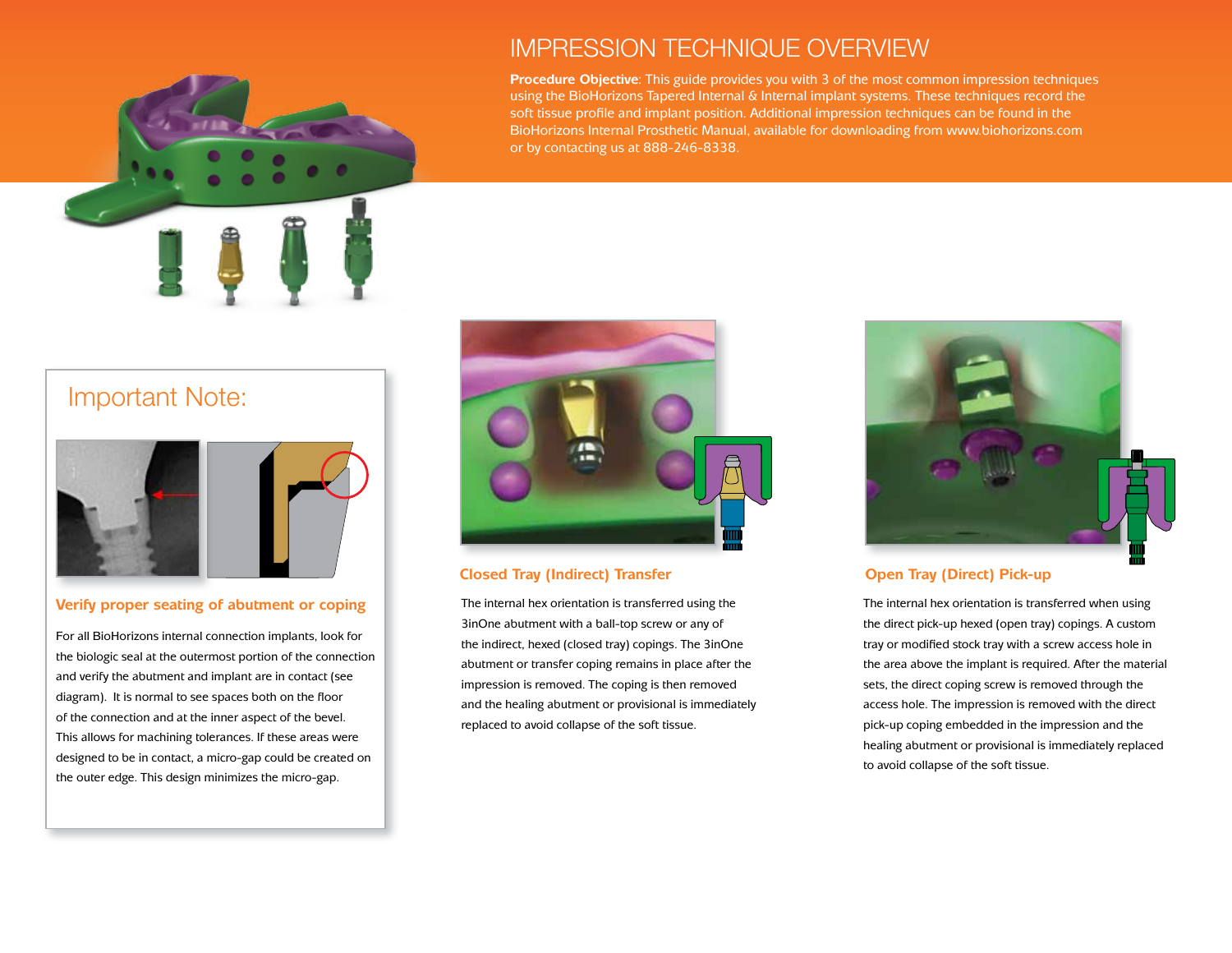# IMPRESSION TECHNIQUE OVERVIEW

**Procedure Objective**: This guide provides you with 3 of the most common impression techniques using the BioHorizons Tapered Internal & Internal implant systems. These techniques record the soft tissue profile and implant position. Additional impression techniques can be found in the BioHorizons Internal Prosthetic Manual, available for downloading from www.biohorizons.com or by contacting us at 888-246-8338.

## Important Note:

### Verify proper seating of abutment or coping

For all BioHorizons internal connection implants, look for the biologic seal at the outermost portion of the connection and verify the abutment and implant are in contact (see diagram). It is normal to see spaces both on the floor of the connection and at the inner aspect of the bevel. This allows for machining tolerances. If these areas were designed to be in contact, a micro-gap could be created on the outer edge. This design minimizes the micro-gap.

### Closed Tray (Indirect) Transfer

The internal hex orientation is transferred using the 3inOne abutment with a ball-top screw or any of the indirect, hexed (closed tray) copings. The 3inOne abutment or transfer coping remains in place after the impression is removed. The coping is then removed and the healing abutment or provisional is immediately replaced to avoid collapse of the soft tissue.

### Open Tray (Direct) Pick-up

The internal hex orientation is transferred when using the direct pick-up hexed (open tray) copings. A custom tray or modified stock tray with a screw access hole in the area above the implant is required. After the material sets, the direct coping screw is removed through the access hole. The impression is removed with the direct pick-up coping embedded in the impression and the healing abutment or provisional is immediately replaced to avoid collapse of the soft tissue.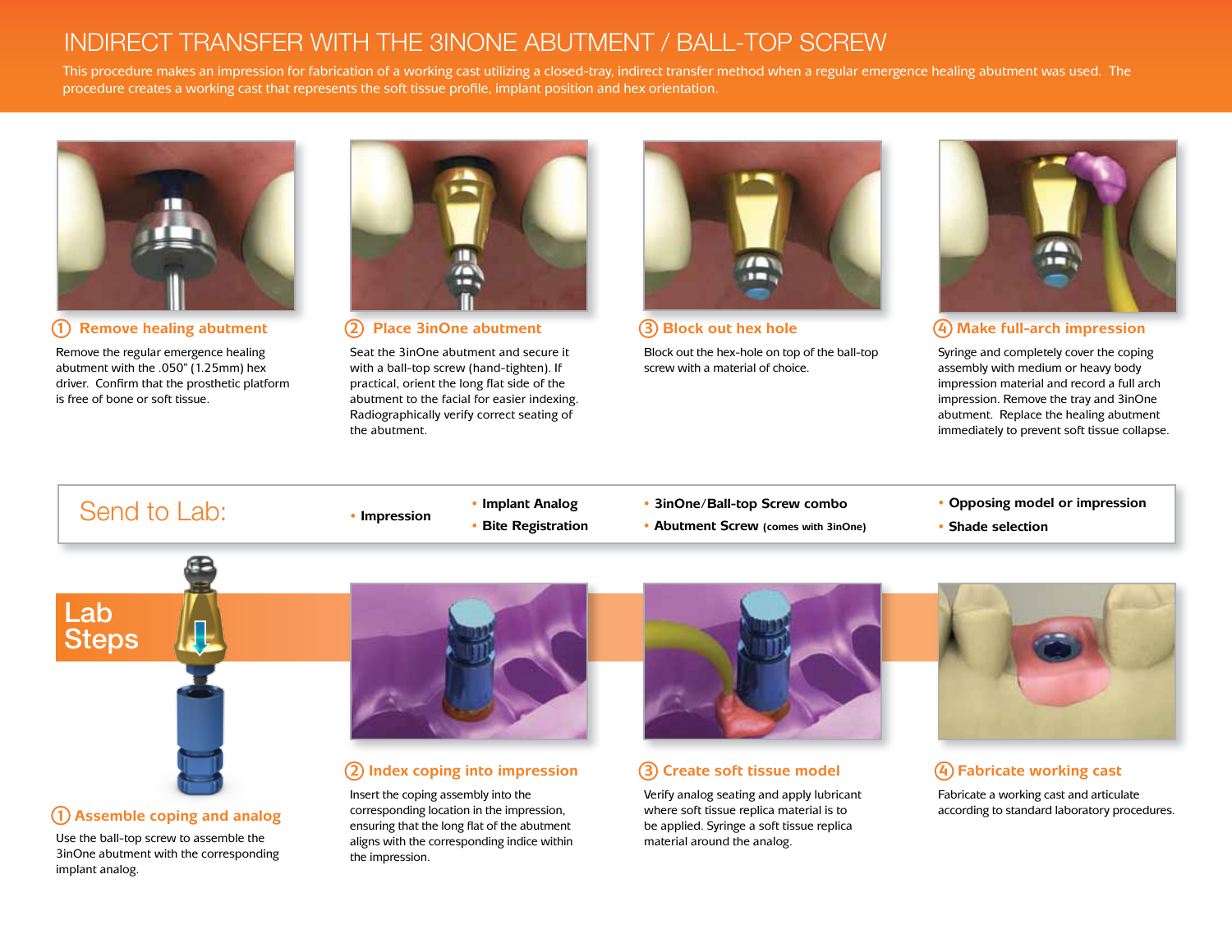# INDIRECT TRANSFER WITH THE 3INONE ABUTMENT / BALL-TOP SCREW

This procedure makes an impression for fabrication of a working cast utilizing a closed-tray, indirect transfer method when a regular emergence healing abutment was used. The procedure creates a working cast that represents the soft tissue profile, implant position and hex orientation.

### ① Remove healing abutment

Remove the regular emergence healing abutment with the .050" (1.25mm) hex driver. Confirm that the prosthetic platform is free of bone or soft tissue.

### ② Place 3inOne abutment

Seat the 3inOne abutment and secure it with a ball-top screw (hand-tighten). If practical, orient the long flat side of the abutment to the facial for easier indexing. Radiographically verify correct seating of the abutment.

### ③ Block out hex hole

Block out the hex-hole on top of the ball-top screw with a material of choice.

### ④ Make full-arch impression

Syringe and completely cover the coping assembly with medium or heavy body impression material and record a full arch impression. Remove the tray and 3inOne abutment. Replace the healing abutment immediately to prevent soft tissue collapse.

## Send to Lab:

- **Impression**
- **Implant Analog**
- **Bite Registration**
- **3inOne/Ball-top Screw combo**
- **Abutment Screw** (comes with 3inOne)
- **Opposing model or impression**
- **Shade selection**

## Lab Steps

### ① Assemble coping and analog

Use the ball-top screw to assemble the 3inOne abutment with the corresponding implant analog.

### ② Index coping into impression

Insert the coping assembly into the corresponding location in the impression, ensuring that the long flat of the abutment aligns with the corresponding indice within the impression.

### ③ Create soft tissue model

Verify analog seating and apply lubricant where soft tissue replica material is to be applied. Syringe a soft tissue replica material around the analog.

### ④ Fabricate working cast

Fabricate a working cast and articulate according to standard laboratory procedures.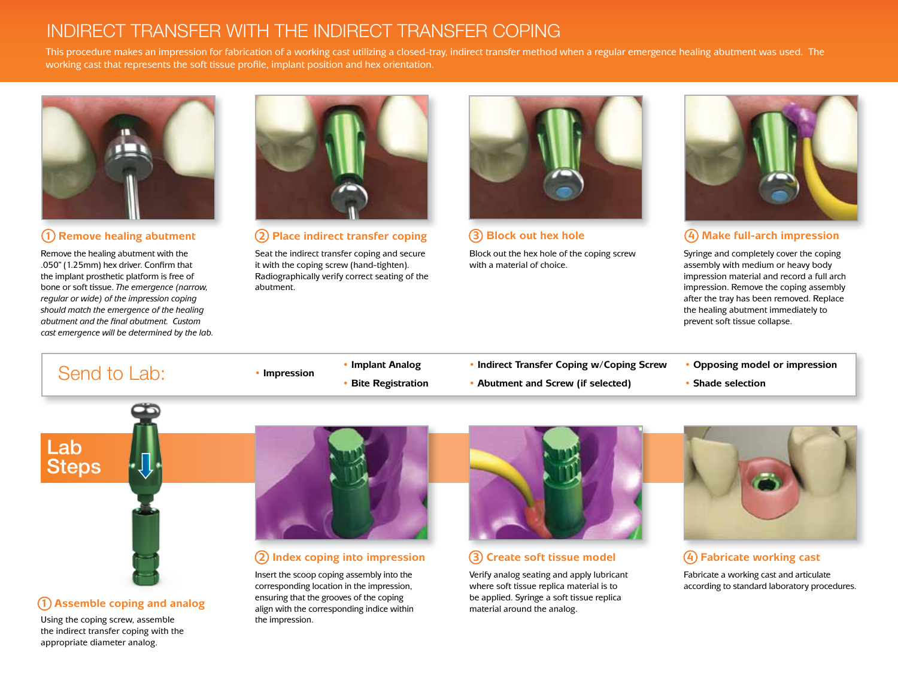# INDIRECT TRANSFER WITH THE INDIRECT TRANSFER COPING

This procedure makes an impression for fabrication of a working cast utilizing a closed-tray, indirect transfer method when a regular emergence healing abutment was used. The working cast that represents the soft tissue profile, implant position and hex orientation.

### ① Remove healing abutment

Remove the healing abutment with the .050" (1.25mm) hex driver. Confirm that the implant prosthetic platform is free of bone or soft tissue. *The emergence (narrow, regular or wide) of the impression coping should match the emergence of the healing abutment and the final abutment. Custom cast emergence will be determined by the lab.*

### ② Place indirect transfer coping

Seat the indirect transfer coping and secure it with the coping screw (hand-tighten). Radiographically verify correct seating of the abutment.

### ③ Block out hex hole

Block out the hex hole of the coping screw with a material of choice.

### ④ Make full-arch impression

Syringe and completely cover the coping assembly with medium or heavy body impression material and record a full arch impression. Remove the coping assembly after the tray has been removed. Replace the healing abutment immediately to prevent soft tissue collapse.

## Send to Lab:

- **Impression**
- **Implant Analog**
- **Bite Registration**
- **Indirect Transfer Coping w/Coping Screw**
- **Abutment and Screw (if selected)**
- **Opposing model or impression**
- **Shade selection**

## Lab Steps

### ① Assemble coping and analog

Using the coping screw, assemble the indirect transfer coping with the appropriate diameter analog.

### ② Index coping into impression

Insert the scoop coping assembly into the corresponding location in the impression, ensuring that the grooves of the coping align with the corresponding indice within the impression.

### ③ Create soft tissue model

Verify analog seating and apply lubricant where soft tissue replica material is to be applied. Syringe a soft tissue replica material around the analog.

### ④ Fabricate working cast

Fabricate a working cast and articulate according to standard laboratory procedures.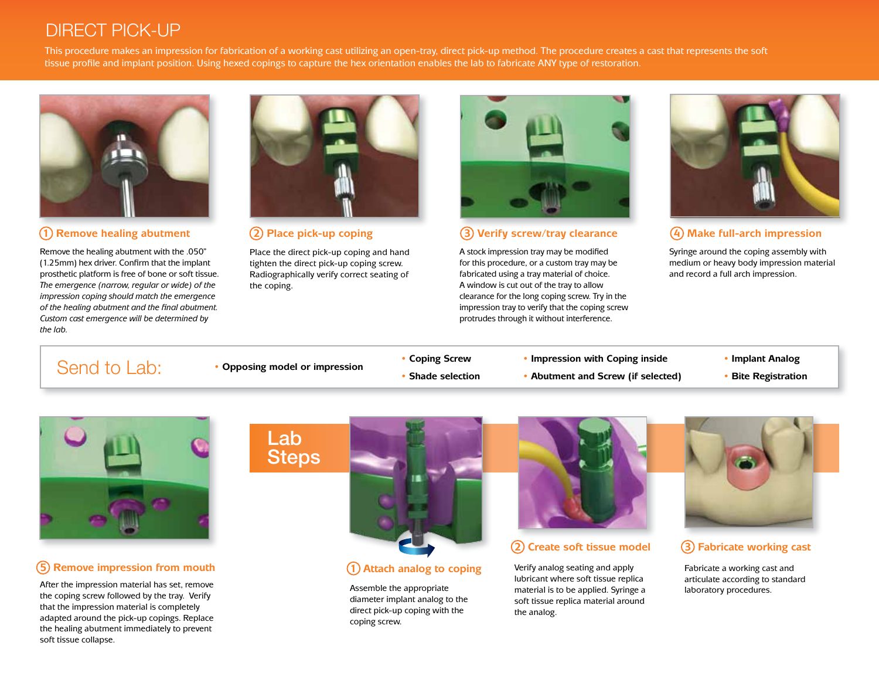# DIRECT PICK-UP

This procedure makes an impression for fabrication of a working cast utilizing an open-tray, direct pick-up method. The procedure creates a cast that represents the soft tissue profile and implant position. Using hexed copings to capture the hex orientation enables the lab to fabricate ANY type of restoration.

## 1 Remove healing abutment

Remove the healing abutment with the .050" (1.25mm) hex driver. Confirm that the implant prosthetic platform is free of bone or soft tissue. *The emergence (narrow, regular or wide) of the impression coping should match the emergence of the healing abutment and the final abutment. Custom cast emergence will be determined by the lab.*

## 2 Place pick-up coping

Place the direct pick-up coping and hand tighten the direct pick-up coping screw. Radiographically verify correct seating of the coping.

## 3 Verify screw/tray clearance

A stock impression tray may be modified for this procedure, or a custom tray may be fabricated using a tray material of choice. A window is cut out of the tray to allow clearance for the long coping screw. Try in the impression tray to verify that the coping screw protrudes through it without interference.

## 4 Make full-arch impression

Syringe around the coping assembly with medium or heavy body impression material and record a full arch impression.

## Send to Lab:

- **Opposing model or impression**
- **Coping Screw**
- **Shade selection**
- **Impression with Coping inside**
- **Abutment and Screw (if selected)**
- **Implant Analog**
- **Bite Registration**

## 5 Remove impression from mouth

After the impression material has set, remove the coping screw followed by the tray. Verify that the impression material is completely adapted around the pick-up copings. Replace the healing abutment immediately to prevent soft tissue collapse.

# Lab Steps

## 1 Attach analog to coping

Assemble the appropriate diameter implant analog to the direct pick-up coping with the coping screw.

## 2 Create soft tissue model

Verify analog seating and apply lubricant where soft tissue replica material is to be applied. Syringe a soft tissue replica material around the analog.

## 3 Fabricate working cast

Fabricate a working cast and articulate according to standard laboratory procedures.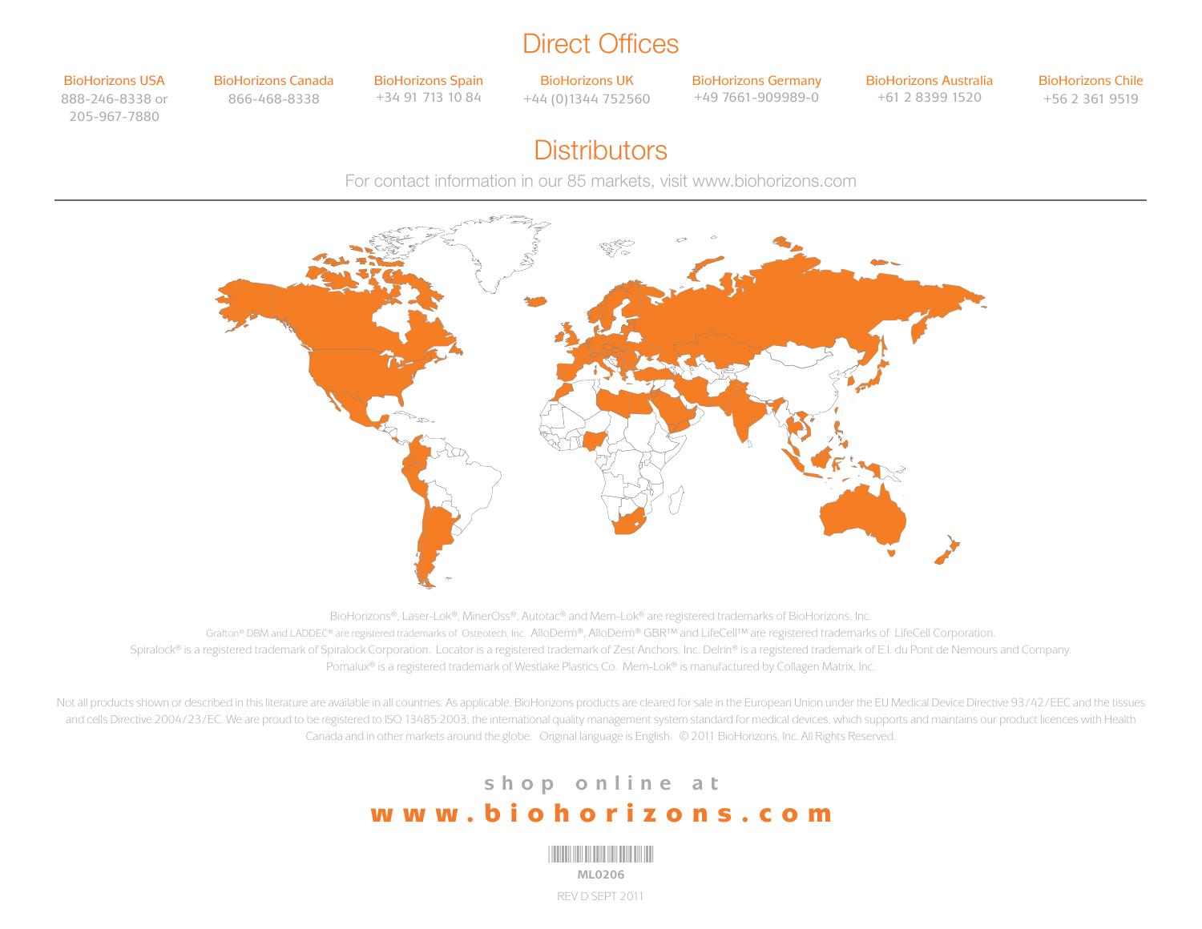# Direct Offices

**BioHorizons USA**
888-246-8338 or
205-967-7880

**BioHorizons Canada**
866-468-8338

**BioHorizons Spain**
+34 91 713 10 84

**BioHorizons UK**
+44 (0)1344 752560

**BioHorizons Germany**
+49 7661-909989-0

**BioHorizons Australia**
+61 2 8399 1520

**BioHorizons Chile**
+56 2 361 9519

# Distributors

For contact information in our 85 markets, visit www.biohorizons.com

---

BioHorizons®, Laser-Lok®, MinerOss®, Autotac® and Mem-Lok® are registered trademarks of BioHorizons, Inc.
Grafton® DBM and LADDEC® are registered trademarks of Osteotech, Inc. AlloDerm®, AlloDerm® GBR™ and LifeCell™ are registered trademarks of LifeCell Corporation.
Spiralock® is a registered trademark of Spiralock Corporation. Locator is a registered trademark of Zest Anchors, Inc. Delrin® is a registered trademark of E.I. du Pont de Nemours and Company.
Pomalux® is a registered trademark of Westlake Plastics Co. Mem-Lok® is manufactured by Collagen Matrix, Inc.

Not all products shown or described in this literature are available in all countries. As applicable, BioHorizons products are cleared for sale in the European Union under the EU Medical Device Directive 93/42/EEC and the tissues and cells Directive 2004/23/EC. We are proud to be registered to ISO 13485:2003, the international quality management system standard for medical devices, which supports and maintains our product licences with Health Canada and in other markets around the globe. Original language is English. © 2011 BioHorizons, Inc. All Rights Reserved.

**shop online at**
**www.biohorizons.com**

ML0206
REV D SEPT 2011